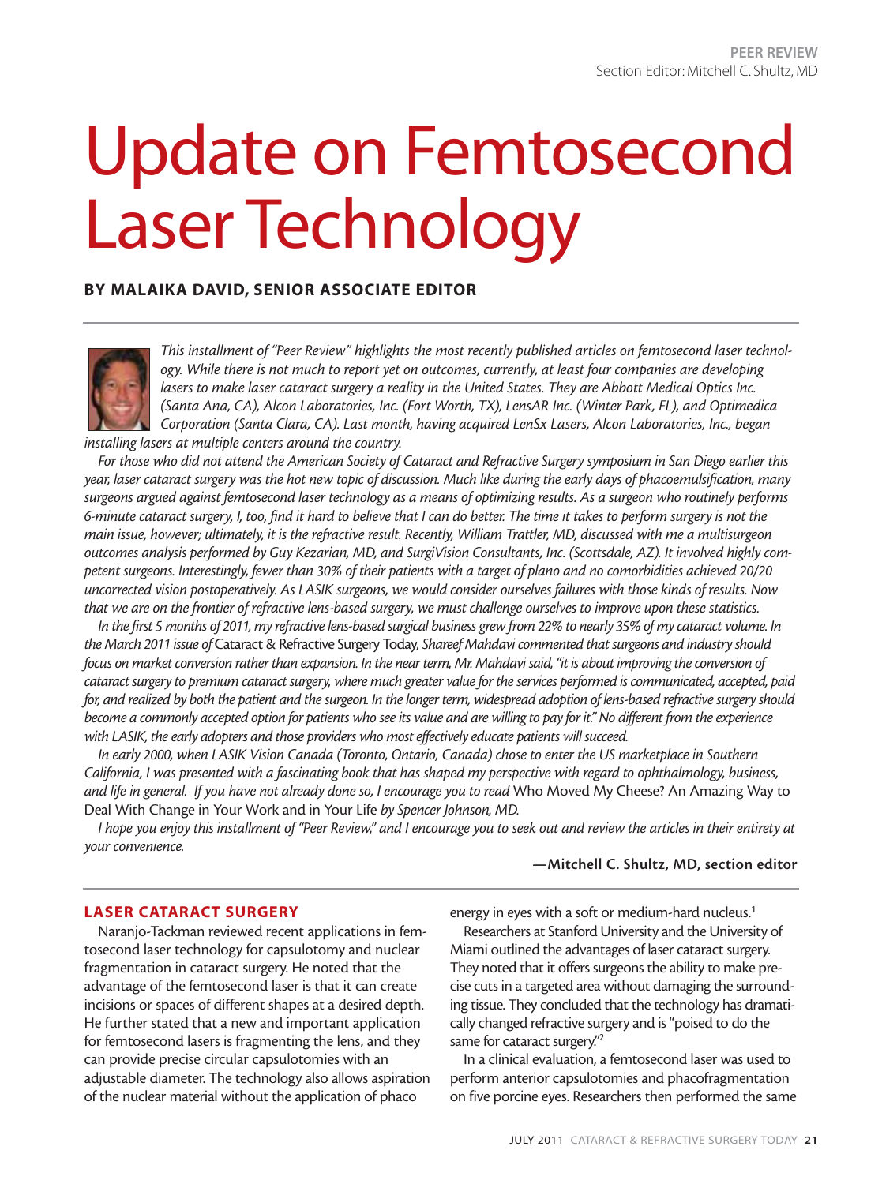PEER REVIEW
Section Editor: Mitchell C. Shultz, MD

# Update on Femtosecond Laser Technology

**BY MALAIKA DAVID, SENIOR ASSOCIATE EDITOR**

*This installment of "Peer Review" highlights the most recently published articles on femtosecond laser technology. While there is not much to report yet on outcomes, currently, at least four companies are developing lasers to make laser cataract surgery a reality in the United States. They are Abbott Medical Optics Inc. (Santa Ana, CA), Alcon Laboratories, Inc. (Fort Worth, TX), LensAR Inc. (Winter Park, FL), and Optimedica Corporation (Santa Clara, CA). Last month, having acquired LenSx Lasers, Alcon Laboratories, Inc., began installing lasers at multiple centers around the country.*

*For those who did not attend the American Society of Cataract and Refractive Surgery symposium in San Diego earlier this year, laser cataract surgery was the hot new topic of discussion. Much like during the early days of phacoemulsification, many surgeons argued against femtosecond laser technology as a means of optimizing results. As a surgeon who routinely performs 6-minute cataract surgery, I, too, find it hard to believe that I can do better. The time it takes to perform surgery is not the main issue, however; ultimately, it is the refractive result. Recently, William Trattler, MD, discussed with me a multisurgeon outcomes analysis performed by Guy Kezarian, MD, and SurgiVision Consultants, Inc. (Scottsdale, AZ). It involved highly competent surgeons. Interestingly, fewer than 30% of their patients with a target of plano and no comorbidities achieved 20/20 uncorrected vision postoperatively. As LASIK surgeons, we would consider ourselves failures with those kinds of results. Now that we are on the frontier of refractive lens-based surgery, we must challenge ourselves to improve upon these statistics.*

*In the first 5 months of 2011, my refractive lens-based surgical business grew from 22% to nearly 35% of my cataract volume. In the March 2011 issue of* Cataract & Refractive Surgery Today, *Shareef Mahdavi commented that surgeons and industry should focus on market conversion rather than expansion. In the near term, Mr. Mahdavi said, "it is about improving the conversion of cataract surgery to premium cataract surgery, where much greater value for the services performed is communicated, accepted, paid for, and realized by both the patient and the surgeon. In the longer term, widespread adoption of lens-based refractive surgery should become a commonly accepted option for patients who see its value and are willing to pay for it." No different from the experience with LASIK, the early adopters and those providers who most effectively educate patients will succeed.*

*In early 2000, when LASIK Vision Canada (Toronto, Ontario, Canada) chose to enter the US marketplace in Southern California, I was presented with a fascinating book that has shaped my perspective with regard to ophthalmology, business, and life in general. If you have not already done so, I encourage you to read* Who Moved My Cheese? An Amazing Way to Deal With Change in Your Work and in Your Life *by Spencer Johnson, MD.*

*I hope you enjoy this installment of "Peer Review," and I encourage you to seek out and review the articles in their entirety at your convenience.*

**—Mitchell C. Shultz, MD, section editor**

## LASER CATARACT SURGERY

Naranjo-Tackman reviewed recent applications in femtosecond laser technology for capsulotomy and nuclear fragmentation in cataract surgery. He noted that the advantage of the femtosecond laser is that it can create incisions or spaces of different shapes at a desired depth. He further stated that a new and important application for femtosecond lasers is fragmenting the lens, and they can provide precise circular capsulotomies with an adjustable diameter. The technology also allows aspiration of the nuclear material without the application of phaco energy in eyes with a soft or medium-hard nucleus.[1]

Researchers at Stanford University and the University of Miami outlined the advantages of laser cataract surgery. They noted that it offers surgeons the ability to make precise cuts in a targeted area without damaging the surrounding tissue. They concluded that the technology has dramatically changed refractive surgery and is "poised to do the same for cataract surgery."[2]

In a clinical evaluation, a femtosecond laser was used to perform anterior capsulotomies and phacofragmentation on five porcine eyes. Researchers then performed the same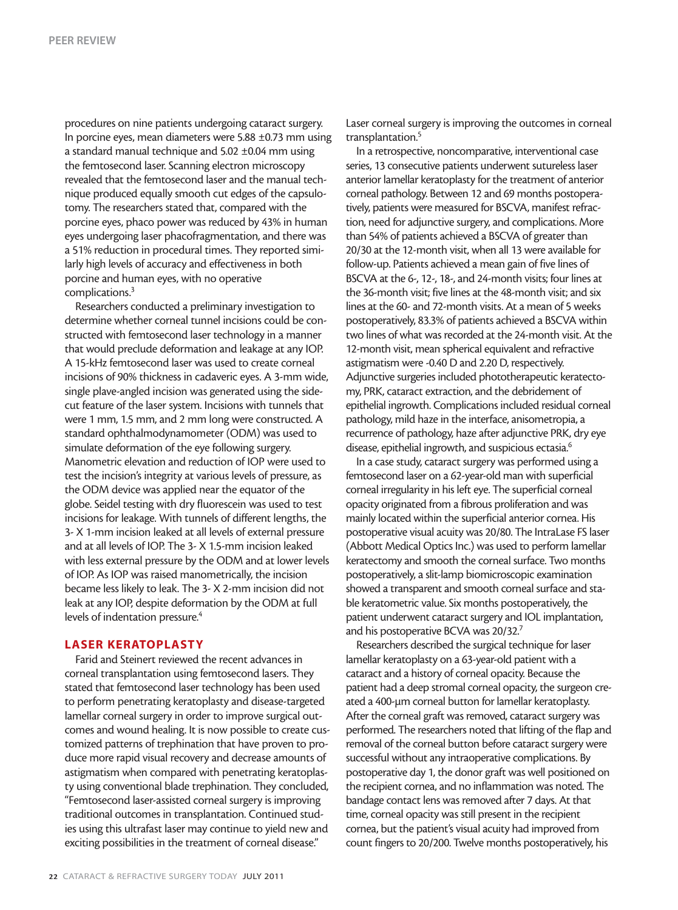procedures on nine patients undergoing cataract surgery. In porcine eyes, mean diameters were 5.88 ±0.73 mm using a standard manual technique and 5.02 ±0.04 mm using the femtosecond laser. Scanning electron microscopy revealed that the femtosecond laser and the manual technique produced equally smooth cut edges of the capsulotomy. The researchers stated that, compared with the porcine eyes, phaco power was reduced by 43% in human eyes undergoing laser phacofragmentation, and there was a 51% reduction in procedural times. They reported similarly high levels of accuracy and effectiveness in both porcine and human eyes, with no operative complications.[3]

Researchers conducted a preliminary investigation to determine whether corneal tunnel incisions could be constructed with femtosecond laser technology in a manner that would preclude deformation and leakage at any IOP. A 15-kHz femtosecond laser was used to create corneal incisions of 90% thickness in cadaveric eyes. A 3-mm wide, single plave-angled incision was generated using the side-cut feature of the laser system. Incisions with tunnels that were 1 mm, 1.5 mm, and 2 mm long were constructed. A standard ophthalmodynamometer (ODM) was used to simulate deformation of the eye following surgery. Manometric elevation and reduction of IOP were used to test the incision's integrity at various levels of pressure, as the ODM device was applied near the equator of the globe. Seidel testing with dry fluorescein was used to test incisions for leakage. With tunnels of different lengths, the 3- X 1-mm incision leaked at all levels of external pressure and at all levels of IOP. The 3- X 1.5-mm incision leaked with less external pressure by the ODM and at lower levels of IOP. As IOP was raised manometrically, the incision became less likely to leak. The 3- X 2-mm incision did not leak at any IOP, despite deformation by the ODM at full levels of indentation pressure.[4]

## LASER KERATOPLASTY

Farid and Steinert reviewed the recent advances in corneal transplantation using femtosecond lasers. They stated that femtosecond laser technology has been used to perform penetrating keratoplasty and disease-targeted lamellar corneal surgery in order to improve surgical outcomes and wound healing. It is now possible to create customized patterns of trephination that have proven to produce more rapid visual recovery and decrease amounts of astigmatism when compared with penetrating keratoplasty using conventional blade trephination. They concluded, "Femtosecond laser-assisted corneal surgery is improving traditional outcomes in transplantation. Continued studies using this ultrafast laser may continue to yield new and exciting possibilities in the treatment of corneal disease." Laser corneal surgery is improving the outcomes in corneal transplantation.[5]

In a retrospective, noncomparative, interventional case series, 13 consecutive patients underwent sutureless laser anterior lamellar keratoplasty for the treatment of anterior corneal pathology. Between 12 and 69 months postoperatively, patients were measured for BSCVA, manifest refraction, need for adjunctive surgery, and complications. More than 54% of patients achieved a BSCVA of greater than 20/30 at the 12-month visit, when all 13 were available for follow-up. Patients achieved a mean gain of five lines of BSCVA at the 6-, 12-, 18-, and 24-month visits; four lines at the 36-month visit; five lines at the 48-month visit; and six lines at the 60- and 72-month visits. At a mean of 5 weeks postoperatively, 83.3% of patients achieved a BSCVA within two lines of what was recorded at the 24-month visit. At the 12-month visit, mean spherical equivalent and refractive astigmatism were -0.40 D and 2.20 D, respectively. Adjunctive surgeries included phototherapeutic keratectomy, PRK, cataract extraction, and the debridement of epithelial ingrowth. Complications included residual corneal pathology, mild haze in the interface, anisometropia, a recurrence of pathology, haze after adjunctive PRK, dry eye disease, epithelial ingrowth, and suspicious ectasia.[6]

In a case study, cataract surgery was performed using a femtosecond laser on a 62-year-old man with superficial corneal irregularity in his left eye. The superficial corneal opacity originated from a fibrous proliferation and was mainly located within the superficial anterior cornea. His postoperative visual acuity was 20/80. The IntraLase FS laser (Abbott Medical Optics Inc.) was used to perform lamellar keratectomy and smooth the corneal surface. Two months postoperatively, a slit-lamp biomicroscopic examination showed a transparent and smooth corneal surface and stable keratometric value. Six months postoperatively, the patient underwent cataract surgery and IOL implantation, and his postoperative BCVA was 20/32.[7]

Researchers described the surgical technique for laser lamellar keratoplasty on a 63-year-old patient with a cataract and a history of corneal opacity. Because the patient had a deep stromal corneal opacity, the surgeon created a 400-µm corneal button for lamellar keratoplasty. After the corneal graft was removed, cataract surgery was performed. The researchers noted that lifting of the flap and removal of the corneal button before cataract surgery were successful without any intraoperative complications. By postoperative day 1, the donor graft was well positioned on the recipient cornea, and no inflammation was noted. The bandage contact lens was removed after 7 days. At that time, corneal opacity was still present in the recipient cornea, but the patient's visual acuity had improved from count fingers to 20/200. Twelve months postoperatively, his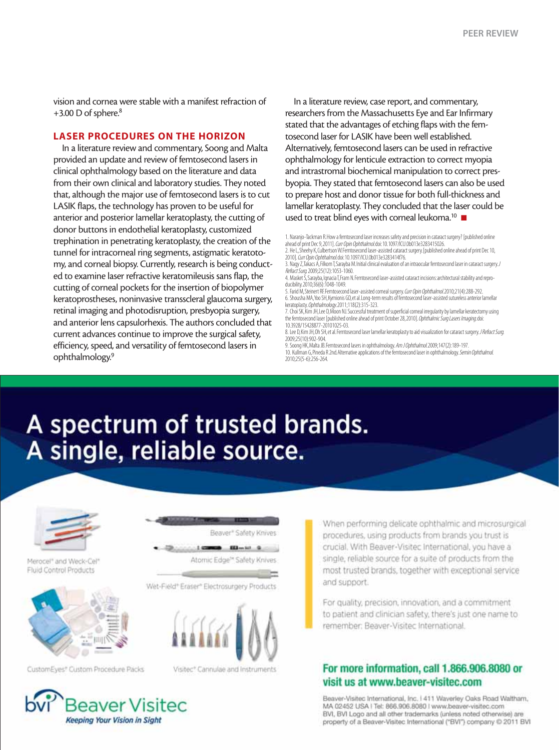vision and cornea were stable with a manifest refraction of +3.00 D of sphere.[8]

## LASER PROCEDURES ON THE HORIZON

In a literature review and commentary, Soong and Malta provided an update and review of femtosecond lasers in clinical ophthalmology based on the literature and data from their own clinical and laboratory studies. They noted that, although the major use of femtosecond lasers is to cut LASIK flaps, the technology has proven to be useful for anterior and posterior lamellar keratoplasty, the cutting of donor buttons in endothelial keratoplasty, customized trephination in penetrating keratoplasty, the creation of the tunnel for intracorneal ring segments, astigmatic keratotomy, and corneal biopsy. Currently, research is being conducted to examine laser refractive keratomileusis sans flap, the cutting of corneal pockets for the insertion of biopolymer keratoprostheses, noninvasive transscleral glaucoma surgery, retinal imaging and photodisruption, presbyopia surgery, and anterior lens capsulorhexis. The authors concluded that current advances continue to improve the surgical safety, efficiency, speed, and versatility of femtosecond lasers in ophthalmology.[9]

In a literature review, case report, and commentary, researchers from the Massachusetts Eye and Ear Infirmary stated that the advantages of etching flaps with the femtosecond laser for LASIK have been well established. Alternatively, femtosecond lasers can be used in refractive ophthalmology for lenticule extraction to correct myopia and intrastromal biochemical manipulation to correct presbyopia. They stated that femtosecond lasers can also be used to prepare host and donor tissue for both full-thickness and lamellar keratoplasty. They concluded that the laser could be used to treat blind eyes with corneal leukoma.[10] ■

1. Naranjo-Tackman R. How a femtosecond laser increases safety and precision in cataract surgery? [published online ahead of print Dec 9, 2011]. *Curr Opin Ophthalmol*. doi: 10.1097/ICU.0b013e3283415026.
2. He L, Sheehy K, Culbertson W. Femtosecond laser-assisted cataract surgery. [published online ahead of print Dec 10, 2010]. *Curr Opin Ophthalmol*. doi: 10.1097/ICU.0b013e3283414f76.
3. Nagy Z, Takacs A, Filkorn T, Sarayba M. Initial clinical evaluation of an intraocular femtosecond laser in cataract surgery. *J Refract Surg*. 2009;25(12):1053-1060.
4. Masket S, Sarayba, Ignacia T, Fram N. Femtosecond laser-assisted cataract incisions: architectural stability and reproducibility. 2010;36(6):1048-1049.
5. Farid M, Steinert RF. Femtosecond laser-assisted corneal surgery. *Curr Opin Ophthalmol*. 2010;21(4):288-292.
6. Shousha MA, Yoo SH, Kymionis GD, et al. Long-term results of femtosecond laser-assisted sutureless anterior lamellar keratoplasty. *Ophthalmology*. 2011;118(2):315-323.
7. Choi SK, Kim JH, Lee D, Moon NJ. Successful treatment of superficial corneal irregularity by lamellar keratectomy using the femtosecond laser [published online ahead of print October 28, 2010]. *Ophthalmic Surg Lasers Imaging*. doi: 10.3928/15428877-20101025-03.
8. Lee D, Kim JH, Oh SH, et al. Femtosecond laser lamellar keratoplasty to aid visualization for cataract surgery. *J Refract Surg*. 2009;25(10):902-904.
9. Soong HK, Malta JB. Femtosecond lasers in ophthalmology. *Am J Ophthalmol*. 2009;147(2):189-197.
10. Kullman G, Pineda R 2nd. Alternative applications of the femtosecond laser in ophthalmology. *Semin Ophthalmol*. 2010;25(5-6):256-264.

# A spectrum of trusted brands. A single, reliable source.

Merocel® and Weck-Cel® Fluid Control Products

Beaver® Safety Knives

Atomic Edge™ Safety Knives

Wet-Field® Eraser® Electrosurgery Products

CustomEyes® Custom Procedure Packs

Visitec® Cannulae and Instruments

When performing delicate ophthalmic and microsurgical procedures, using products from brands you trust is crucial. With Beaver-Visitec International, you have a single, reliable source for a suite of products from the most trusted brands, together with exceptional service and support.

For quality, precision, innovation, and a commitment to patient and clinician safety, there's just one name to remember: Beaver-Visitec International.

**For more information, call 1.866.906.8080 or visit us at www.beaver-visitec.com**

Beaver-Visitec International, Inc. | 411 Waverley Oaks Road Waltham, MA 02452 USA | Tel: 866.906.8080 | www.beaver-visitec.com
BVI, BVI Logo and all other trademarks (unless noted otherwise) are property of a Beaver-Visitec International ("BVI") company © 2011 BVI

bvi Beaver Visitec
*Keeping Your Vision in Sight*